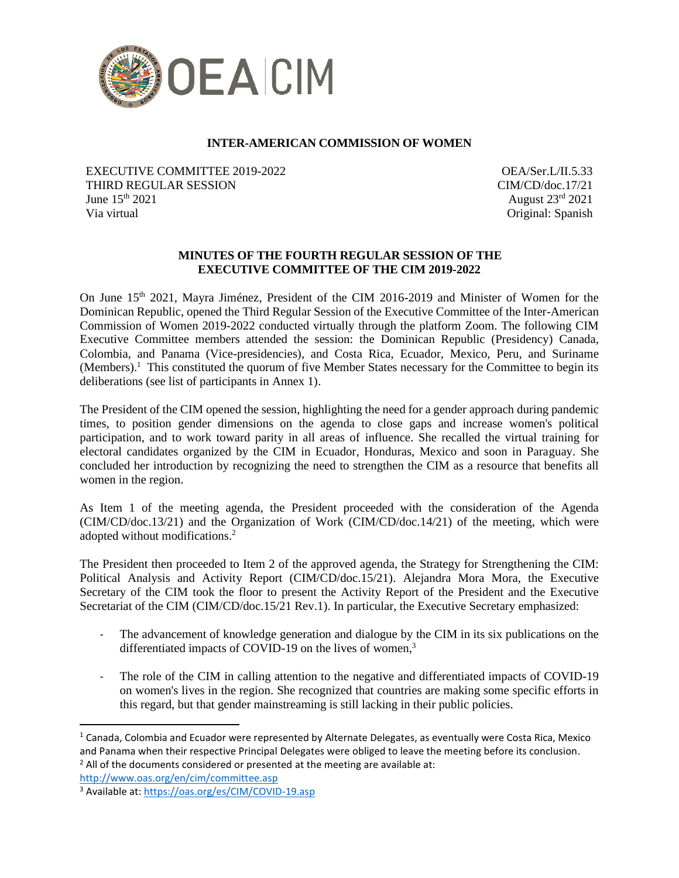**INTER-AMERICAN COMMISSION OF WOMEN**

EXECUTIVE COMMITTEE 2019-2022
THIRD REGULAR SESSION
June 15th 2021
Via virtual

OEA/Ser.L/II.5.33
CIM/CD/doc.17/21
August 23rd 2021
Original: Spanish

**MINUTES OF THE FOURTH REGULAR SESSION OF THE EXECUTIVE COMMITTEE OF THE CIM 2019-2022**

On June 15th 2021, Mayra Jiménez, President of the CIM 2016-2019 and Minister of Women for the Dominican Republic, opened the Third Regular Session of the Executive Committee of the Inter-American Commission of Women 2019-2022 conducted virtually through the platform Zoom. The following CIM Executive Committee members attended the session: the Dominican Republic (Presidency) Canada, Colombia, and Panama (Vice-presidencies), and Costa Rica, Ecuador, Mexico, Peru, and Suriname (Members).[1] This constituted the quorum of five Member States necessary for the Committee to begin its deliberations (see list of participants in Annex 1).

The President of the CIM opened the session, highlighting the need for a gender approach during pandemic times, to position gender dimensions on the agenda to close gaps and increase women's political participation, and to work toward parity in all areas of influence. She recalled the virtual training for electoral candidates organized by the CIM in Ecuador, Honduras, Mexico and soon in Paraguay. She concluded her introduction by recognizing the need to strengthen the CIM as a resource that benefits all women in the region.

As Item 1 of the meeting agenda, the President proceeded with the consideration of the Agenda (CIM/CD/doc.13/21) and the Organization of Work (CIM/CD/doc.14/21) of the meeting, which were adopted without modifications.[2]

The President then proceeded to Item 2 of the approved agenda, the Strategy for Strengthening the CIM: Political Analysis and Activity Report (CIM/CD/doc.15/21). Alejandra Mora Mora, the Executive Secretary of the CIM took the floor to present the Activity Report of the President and the Executive Secretariat of the CIM (CIM/CD/doc.15/21 Rev.1). In particular, the Executive Secretary emphasized:

- The advancement of knowledge generation and dialogue by the CIM in its six publications on the differentiated impacts of COVID-19 on the lives of women,[3]
- The role of the CIM in calling attention to the negative and differentiated impacts of COVID-19 on women's lives in the region. She recognized that countries are making some specific efforts in this regard, but that gender mainstreaming is still lacking in their public policies.

[1] Canada, Colombia and Ecuador were represented by Alternate Delegates, as eventually were Costa Rica, Mexico and Panama when their respective Principal Delegates were obliged to leave the meeting before its conclusion.

[2] All of the documents considered or presented at the meeting are available at: http://www.oas.org/en/cim/committee.asp

[3] Available at: https://oas.org/es/CIM/COVID-19.asp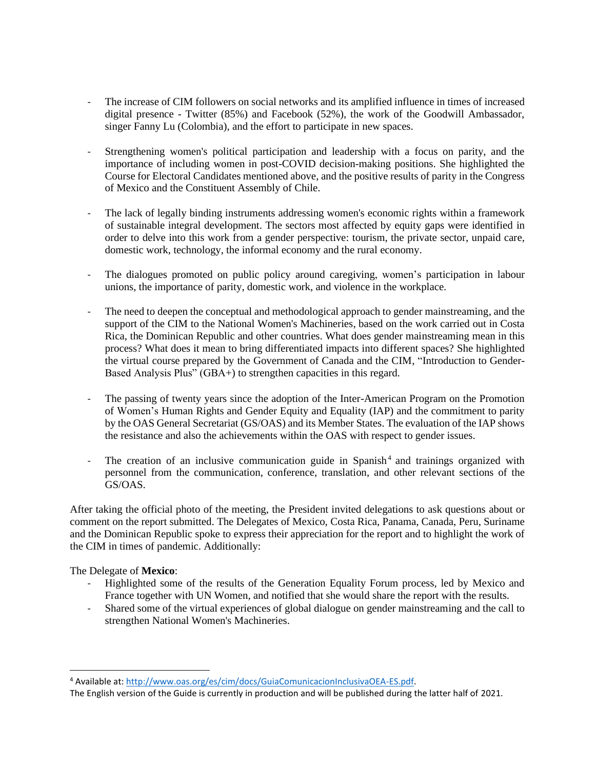- The increase of CIM followers on social networks and its amplified influence in times of increased digital presence - Twitter (85%) and Facebook (52%), the work of the Goodwill Ambassador, singer Fanny Lu (Colombia), and the effort to participate in new spaces.

- Strengthening women's political participation and leadership with a focus on parity, and the importance of including women in post-COVID decision-making positions. She highlighted the Course for Electoral Candidates mentioned above, and the positive results of parity in the Congress of Mexico and the Constituent Assembly of Chile.

- The lack of legally binding instruments addressing women's economic rights within a framework of sustainable integral development. The sectors most affected by equity gaps were identified in order to delve into this work from a gender perspective: tourism, the private sector, unpaid care, domestic work, technology, the informal economy and the rural economy.

- The dialogues promoted on public policy around caregiving, women's participation in labour unions, the importance of parity, domestic work, and violence in the workplace.

- The need to deepen the conceptual and methodological approach to gender mainstreaming, and the support of the CIM to the National Women's Machineries, based on the work carried out in Costa Rica, the Dominican Republic and other countries. What does gender mainstreaming mean in this process? What does it mean to bring differentiated impacts into different spaces? She highlighted the virtual course prepared by the Government of Canada and the CIM, "Introduction to Gender-Based Analysis Plus" (GBA+) to strengthen capacities in this regard.

- The passing of twenty years since the adoption of the Inter-American Program on the Promotion of Women's Human Rights and Gender Equity and Equality (IAP) and the commitment to parity by the OAS General Secretariat (GS/OAS) and its Member States. The evaluation of the IAP shows the resistance and also the achievements within the OAS with respect to gender issues.

- The creation of an inclusive communication guide in Spanish[4] and trainings organized with personnel from the communication, conference, translation, and other relevant sections of the GS/OAS.

After taking the official photo of the meeting, the President invited delegations to ask questions about or comment on the report submitted. The Delegates of Mexico, Costa Rica, Panama, Canada, Peru, Suriname and the Dominican Republic spoke to express their appreciation for the report and to highlight the work of the CIM in times of pandemic. Additionally:

The Delegate of **Mexico**:

- Highlighted some of the results of the Generation Equality Forum process, led by Mexico and France together with UN Women, and notified that she would share the report with the results.
- Shared some of the virtual experiences of global dialogue on gender mainstreaming and the call to strengthen National Women's Machineries.

---

[4] Available at: http://www.oas.org/es/cim/docs/GuiaComunicacionInclusivaOEA-ES.pdf.
The English version of the Guide is currently in production and will be published during the latter half of 2021.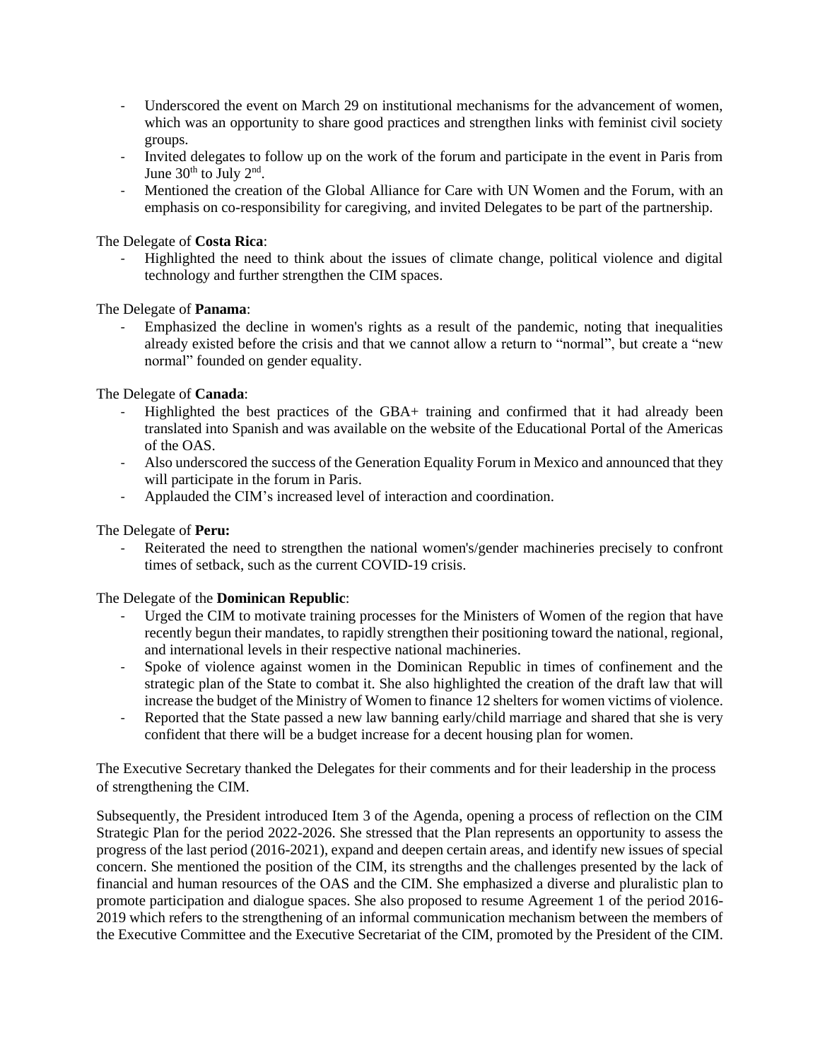- Underscored the event on March 29 on institutional mechanisms for the advancement of women, which was an opportunity to share good practices and strengthen links with feminist civil society groups.
- Invited delegates to follow up on the work of the forum and participate in the event in Paris from June 30th to July 2nd.
- Mentioned the creation of the Global Alliance for Care with UN Women and the Forum, with an emphasis on co-responsibility for caregiving, and invited Delegates to be part of the partnership.

The Delegate of **Costa Rica**:

- Highlighted the need to think about the issues of climate change, political violence and digital technology and further strengthen the CIM spaces.

The Delegate of **Panama**:

- Emphasized the decline in women's rights as a result of the pandemic, noting that inequalities already existed before the crisis and that we cannot allow a return to "normal", but create a "new normal" founded on gender equality.

The Delegate of **Canada**:

- Highlighted the best practices of the GBA+ training and confirmed that it had already been translated into Spanish and was available on the website of the Educational Portal of the Americas of the OAS.
- Also underscored the success of the Generation Equality Forum in Mexico and announced that they will participate in the forum in Paris.
- Applauded the CIM's increased level of interaction and coordination.

The Delegate of **Peru:**

- Reiterated the need to strengthen the national women's/gender machineries precisely to confront times of setback, such as the current COVID-19 crisis.

The Delegate of the **Dominican Republic**:

- Urged the CIM to motivate training processes for the Ministers of Women of the region that have recently begun their mandates, to rapidly strengthen their positioning toward the national, regional, and international levels in their respective national machineries.
- Spoke of violence against women in the Dominican Republic in times of confinement and the strategic plan of the State to combat it. She also highlighted the creation of the draft law that will increase the budget of the Ministry of Women to finance 12 shelters for women victims of violence.
- Reported that the State passed a new law banning early/child marriage and shared that she is very confident that there will be a budget increase for a decent housing plan for women.

The Executive Secretary thanked the Delegates for their comments and for their leadership in the process of strengthening the CIM.

Subsequently, the President introduced Item 3 of the Agenda, opening a process of reflection on the CIM Strategic Plan for the period 2022-2026. She stressed that the Plan represents an opportunity to assess the progress of the last period (2016-2021), expand and deepen certain areas, and identify new issues of special concern. She mentioned the position of the CIM, its strengths and the challenges presented by the lack of financial and human resources of the OAS and the CIM. She emphasized a diverse and pluralistic plan to promote participation and dialogue spaces. She also proposed to resume Agreement 1 of the period 2016-2019 which refers to the strengthening of an informal communication mechanism between the members of the Executive Committee and the Executive Secretariat of the CIM, promoted by the President of the CIM.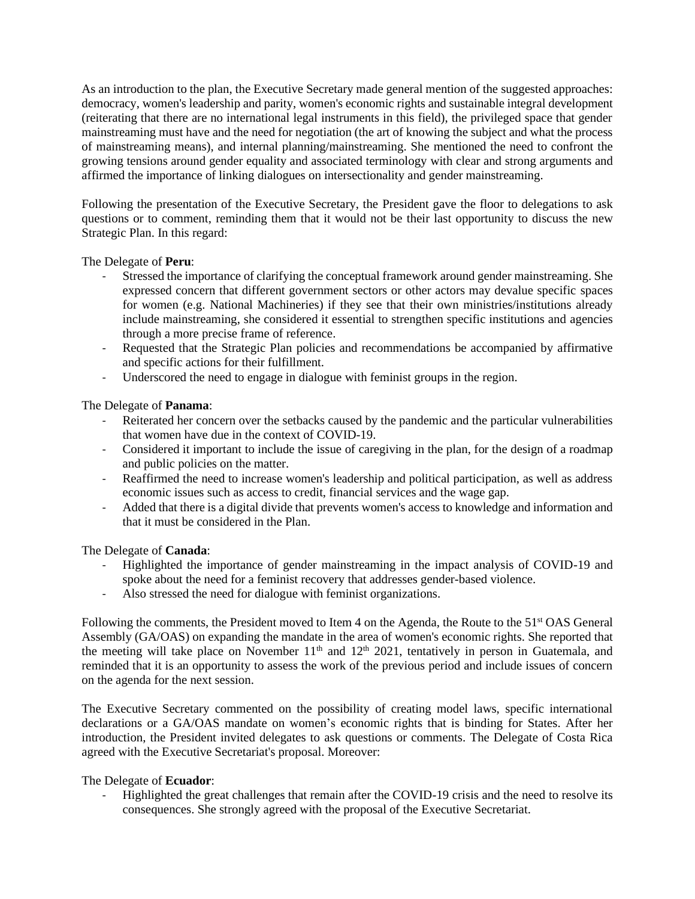As an introduction to the plan, the Executive Secretary made general mention of the suggested approaches: democracy, women's leadership and parity, women's economic rights and sustainable integral development (reiterating that there are no international legal instruments in this field), the privileged space that gender mainstreaming must have and the need for negotiation (the art of knowing the subject and what the process of mainstreaming means), and internal planning/mainstreaming. She mentioned the need to confront the growing tensions around gender equality and associated terminology with clear and strong arguments and affirmed the importance of linking dialogues on intersectionality and gender mainstreaming.

Following the presentation of the Executive Secretary, the President gave the floor to delegations to ask questions or to comment, reminding them that it would not be their last opportunity to discuss the new Strategic Plan. In this regard:

The Delegate of **Peru**:

- Stressed the importance of clarifying the conceptual framework around gender mainstreaming. She expressed concern that different government sectors or other actors may devalue specific spaces for women (e.g. National Machineries) if they see that their own ministries/institutions already include mainstreaming, she considered it essential to strengthen specific institutions and agencies through a more precise frame of reference.
- Requested that the Strategic Plan policies and recommendations be accompanied by affirmative and specific actions for their fulfillment.
- Underscored the need to engage in dialogue with feminist groups in the region.

The Delegate of **Panama**:

- Reiterated her concern over the setbacks caused by the pandemic and the particular vulnerabilities that women have due in the context of COVID-19.
- Considered it important to include the issue of caregiving in the plan, for the design of a roadmap and public policies on the matter.
- Reaffirmed the need to increase women's leadership and political participation, as well as address economic issues such as access to credit, financial services and the wage gap.
- Added that there is a digital divide that prevents women's access to knowledge and information and that it must be considered in the Plan.

The Delegate of **Canada**:

- Highlighted the importance of gender mainstreaming in the impact analysis of COVID-19 and spoke about the need for a feminist recovery that addresses gender-based violence.
- Also stressed the need for dialogue with feminist organizations.

Following the comments, the President moved to Item 4 on the Agenda, the Route to the 51st OAS General Assembly (GA/OAS) on expanding the mandate in the area of women's economic rights. She reported that the meeting will take place on November 11th and 12th 2021, tentatively in person in Guatemala, and reminded that it is an opportunity to assess the work of the previous period and include issues of concern on the agenda for the next session.

The Executive Secretary commented on the possibility of creating model laws, specific international declarations or a GA/OAS mandate on women's economic rights that is binding for States. After her introduction, the President invited delegates to ask questions or comments. The Delegate of Costa Rica agreed with the Executive Secretariat's proposal. Moreover:

The Delegate of **Ecuador**:

- Highlighted the great challenges that remain after the COVID-19 crisis and the need to resolve its consequences. She strongly agreed with the proposal of the Executive Secretariat.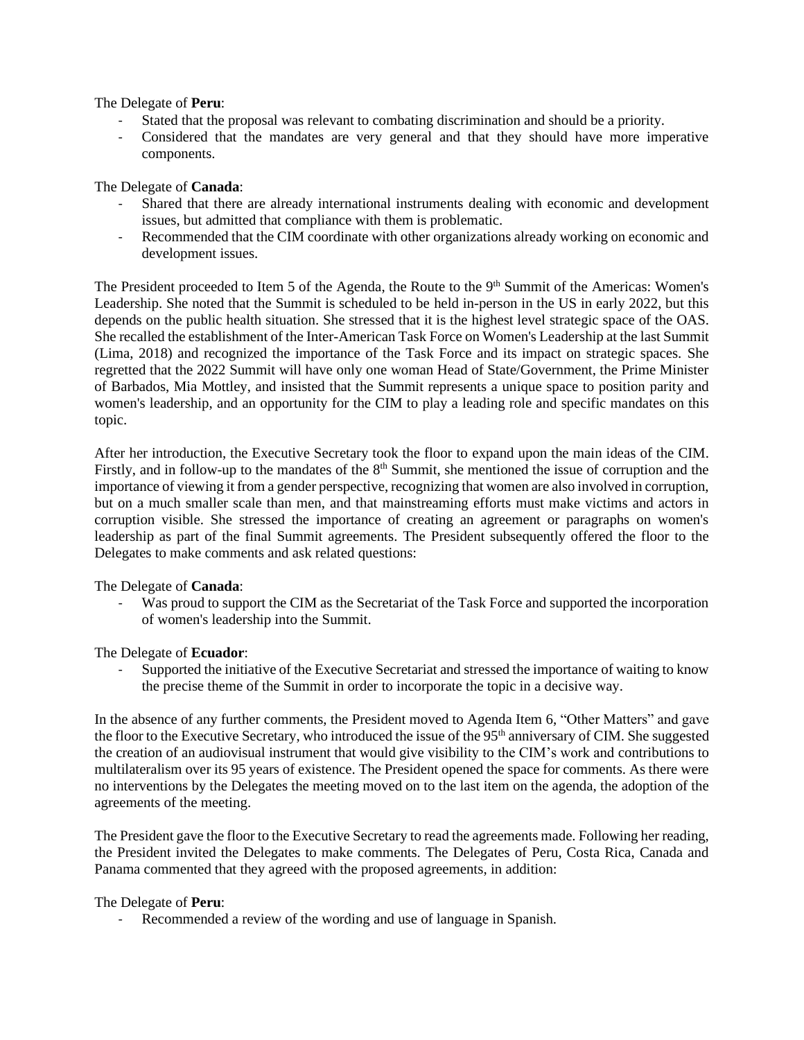The Delegate of **Peru**:

- Stated that the proposal was relevant to combating discrimination and should be a priority.
- Considered that the mandates are very general and that they should have more imperative components.

The Delegate of **Canada**:

- Shared that there are already international instruments dealing with economic and development issues, but admitted that compliance with them is problematic.
- Recommended that the CIM coordinate with other organizations already working on economic and development issues.

The President proceeded to Item 5 of the Agenda, the Route to the 9th Summit of the Americas: Women's Leadership. She noted that the Summit is scheduled to be held in-person in the US in early 2022, but this depends on the public health situation. She stressed that it is the highest level strategic space of the OAS. She recalled the establishment of the Inter-American Task Force on Women's Leadership at the last Summit (Lima, 2018) and recognized the importance of the Task Force and its impact on strategic spaces. She regretted that the 2022 Summit will have only one woman Head of State/Government, the Prime Minister of Barbados, Mia Mottley, and insisted that the Summit represents a unique space to position parity and women's leadership, and an opportunity for the CIM to play a leading role and specific mandates on this topic.

After her introduction, the Executive Secretary took the floor to expand upon the main ideas of the CIM. Firstly, and in follow-up to the mandates of the 8th Summit, she mentioned the issue of corruption and the importance of viewing it from a gender perspective, recognizing that women are also involved in corruption, but on a much smaller scale than men, and that mainstreaming efforts must make victims and actors in corruption visible. She stressed the importance of creating an agreement or paragraphs on women's leadership as part of the final Summit agreements. The President subsequently offered the floor to the Delegates to make comments and ask related questions:

The Delegate of **Canada**:

- Was proud to support the CIM as the Secretariat of the Task Force and supported the incorporation of women's leadership into the Summit.

The Delegate of **Ecuador**:

- Supported the initiative of the Executive Secretariat and stressed the importance of waiting to know the precise theme of the Summit in order to incorporate the topic in a decisive way.

In the absence of any further comments, the President moved to Agenda Item 6, "Other Matters" and gave the floor to the Executive Secretary, who introduced the issue of the 95th anniversary of CIM. She suggested the creation of an audiovisual instrument that would give visibility to the CIM's work and contributions to multilateralism over its 95 years of existence. The President opened the space for comments. As there were no interventions by the Delegates the meeting moved on to the last item on the agenda, the adoption of the agreements of the meeting.

The President gave the floor to the Executive Secretary to read the agreements made. Following her reading, the President invited the Delegates to make comments. The Delegates of Peru, Costa Rica, Canada and Panama commented that they agreed with the proposed agreements, in addition:

The Delegate of **Peru**:

- Recommended a review of the wording and use of language in Spanish.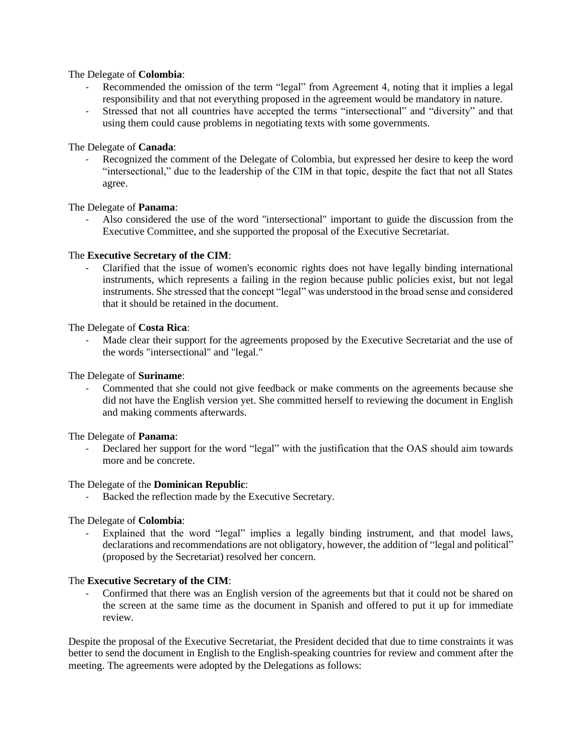The Delegate of **Colombia**:

- Recommended the omission of the term “legal” from Agreement 4, noting that it implies a legal responsibility and that not everything proposed in the agreement would be mandatory in nature.
- Stressed that not all countries have accepted the terms “intersectional” and “diversity” and that using them could cause problems in negotiating texts with some governments.

The Delegate of **Canada**:

- Recognized the comment of the Delegate of Colombia, but expressed her desire to keep the word “intersectional,” due to the leadership of the CIM in that topic, despite the fact that not all States agree.

The Delegate of **Panama**:

- Also considered the use of the word "intersectional" important to guide the discussion from the Executive Committee, and she supported the proposal of the Executive Secretariat.

The **Executive Secretary of the CIM**:

- Clarified that the issue of women's economic rights does not have legally binding international instruments, which represents a failing in the region because public policies exist, but not legal instruments. She stressed that the concept “legal” was understood in the broad sense and considered that it should be retained in the document.

The Delegate of **Costa Rica**:

- Made clear their support for the agreements proposed by the Executive Secretariat and the use of the words "intersectional" and "legal."

The Delegate of **Suriname**:

- Commented that she could not give feedback or make comments on the agreements because she did not have the English version yet. She committed herself to reviewing the document in English and making comments afterwards.

The Delegate of **Panama**:

- Declared her support for the word “legal” with the justification that the OAS should aim towards more and be concrete.

The Delegate of the **Dominican Republic**:

- Backed the reflection made by the Executive Secretary.

The Delegate of **Colombia**:

- Explained that the word “legal” implies a legally binding instrument, and that model laws, declarations and recommendations are not obligatory, however, the addition of “legal and political” (proposed by the Secretariat) resolved her concern.

The **Executive Secretary of the CIM**:

- Confirmed that there was an English version of the agreements but that it could not be shared on the screen at the same time as the document in Spanish and offered to put it up for immediate review.

Despite the proposal of the Executive Secretariat, the President decided that due to time constraints it was better to send the document in English to the English-speaking countries for review and comment after the meeting. The agreements were adopted by the Delegations as follows: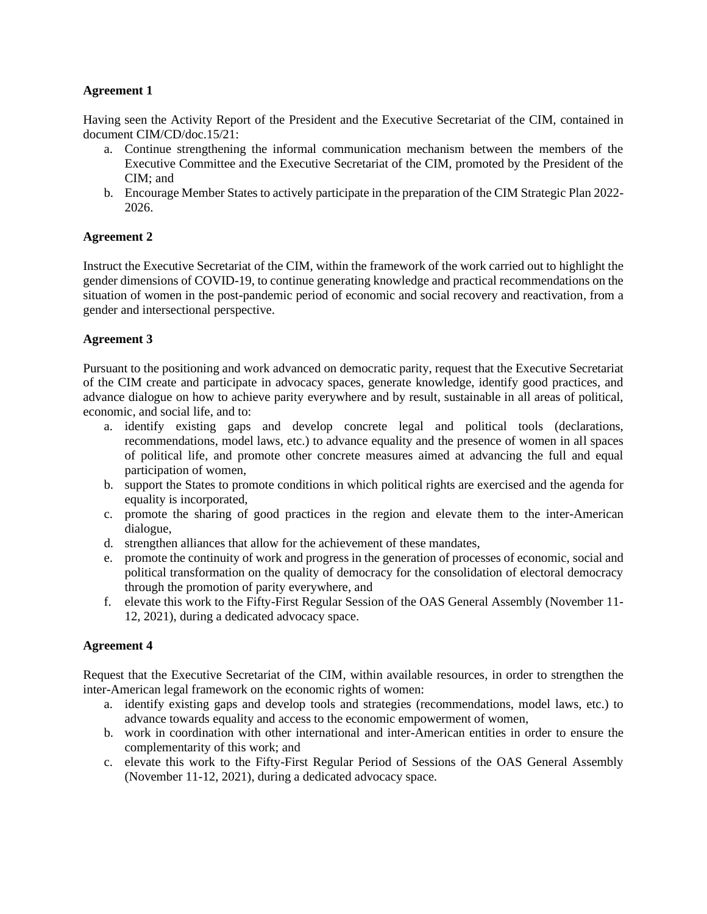**Agreement 1**

Having seen the Activity Report of the President and the Executive Secretariat of the CIM, contained in document CIM/CD/doc.15/21:

a. Continue strengthening the informal communication mechanism between the members of the Executive Committee and the Executive Secretariat of the CIM, promoted by the President of the CIM; and
b. Encourage Member States to actively participate in the preparation of the CIM Strategic Plan 2022-2026.

**Agreement 2**

Instruct the Executive Secretariat of the CIM, within the framework of the work carried out to highlight the gender dimensions of COVID-19, to continue generating knowledge and practical recommendations on the situation of women in the post-pandemic period of economic and social recovery and reactivation, from a gender and intersectional perspective.

**Agreement 3**

Pursuant to the positioning and work advanced on democratic parity, request that the Executive Secretariat of the CIM create and participate in advocacy spaces, generate knowledge, identify good practices, and advance dialogue on how to achieve parity everywhere and by result, sustainable in all areas of political, economic, and social life, and to:

a. identify existing gaps and develop concrete legal and political tools (declarations, recommendations, model laws, etc.) to advance equality and the presence of women in all spaces of political life, and promote other concrete measures aimed at advancing the full and equal participation of women,
b. support the States to promote conditions in which political rights are exercised and the agenda for equality is incorporated,
c. promote the sharing of good practices in the region and elevate them to the inter-American dialogue,
d. strengthen alliances that allow for the achievement of these mandates,
e. promote the continuity of work and progress in the generation of processes of economic, social and political transformation on the quality of democracy for the consolidation of electoral democracy through the promotion of parity everywhere, and
f. elevate this work to the Fifty-First Regular Session of the OAS General Assembly (November 11-12, 2021), during a dedicated advocacy space.

**Agreement 4**

Request that the Executive Secretariat of the CIM, within available resources, in order to strengthen the inter-American legal framework on the economic rights of women:

a. identify existing gaps and develop tools and strategies (recommendations, model laws, etc.) to advance towards equality and access to the economic empowerment of women,
b. work in coordination with other international and inter-American entities in order to ensure the complementarity of this work; and
c. elevate this work to the Fifty-First Regular Period of Sessions of the OAS General Assembly (November 11-12, 2021), during a dedicated advocacy space.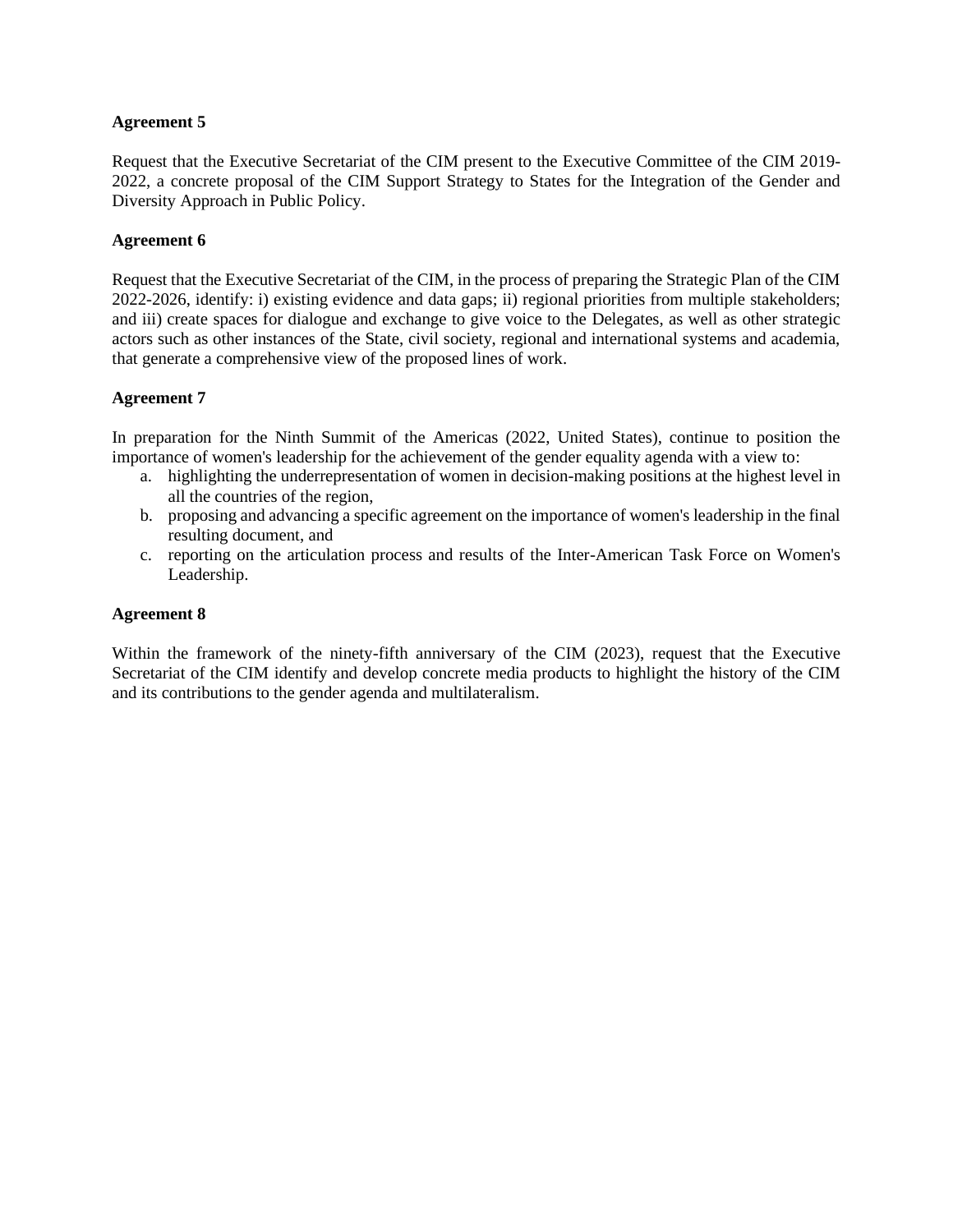**Agreement 5**

Request that the Executive Secretariat of the CIM present to the Executive Committee of the CIM 2019-2022, a concrete proposal of the CIM Support Strategy to States for the Integration of the Gender and Diversity Approach in Public Policy.

**Agreement 6**

Request that the Executive Secretariat of the CIM, in the process of preparing the Strategic Plan of the CIM 2022-2026, identify: i) existing evidence and data gaps; ii) regional priorities from multiple stakeholders; and iii) create spaces for dialogue and exchange to give voice to the Delegates, as well as other strategic actors such as other instances of the State, civil society, regional and international systems and academia, that generate a comprehensive view of the proposed lines of work.

**Agreement 7**

In preparation for the Ninth Summit of the Americas (2022, United States), continue to position the importance of women's leadership for the achievement of the gender equality agenda with a view to:

a. highlighting the underrepresentation of women in decision-making positions at the highest level in all the countries of the region,
b. proposing and advancing a specific agreement on the importance of women's leadership in the final resulting document, and
c. reporting on the articulation process and results of the Inter-American Task Force on Women's Leadership.

**Agreement 8**

Within the framework of the ninety-fifth anniversary of the CIM (2023), request that the Executive Secretariat of the CIM identify and develop concrete media products to highlight the history of the CIM and its contributions to the gender agenda and multilateralism.